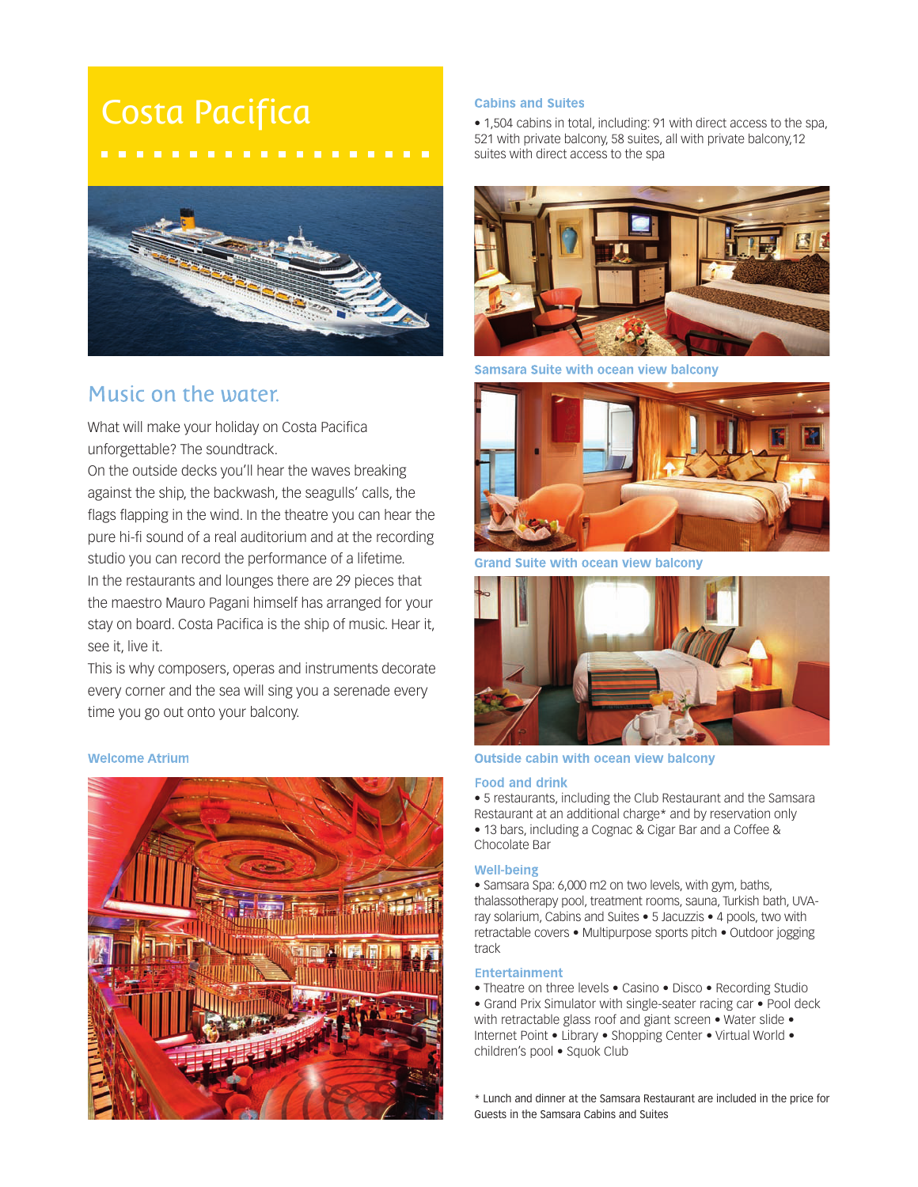# Costa Pacifica

## Music on the water.

What will make your holiday on Costa Pacifica unforgettable? The soundtrack.
On the outside decks you'll hear the waves breaking against the ship, the backwash, the seagulls' calls, the flags flapping in the wind. In the theatre you can hear the pure hi-fi sound of a real auditorium and at the recording studio you can record the performance of a lifetime.
In the restaurants and lounges there are 29 pieces that the maestro Mauro Pagani himself has arranged for your stay on board. Costa Pacifica is the ship of music. Hear it, see it, live it.
This is why composers, operas and instruments decorate every corner and the sea will sing you a serenade every time you go out onto your balcony.

Welcome Atrium

### Cabins and Suites

- 1,504 cabins in total, including: 91 with direct access to the spa, 521 with private balcony, 58 suites, all with private balcony,12 suites with direct access to the spa

Samsara Suite with ocean view balcony

Grand Suite with ocean view balcony

Outside cabin with ocean view balcony

### Food and drink

- 5 restaurants, including the Club Restaurant and the Samsara Restaurant at an additional charge* and by reservation only
- 13 bars, including a Cognac & Cigar Bar and a Coffee & Chocolate Bar

### Well-being

- Samsara Spa: 6,000 m2 on two levels, with gym, baths, thalassotherapy pool, treatment rooms, sauna, Turkish bath, UVA-ray solarium, Cabins and Suites • 5 Jacuzzis • 4 pools, two with retractable covers • Multipurpose sports pitch • Outdoor jogging track

### Entertainment

- Theatre on three levels • Casino • Disco • Recording Studio
- Grand Prix Simulator with single-seater racing car • Pool deck with retractable glass roof and giant screen • Water slide • Internet Point • Library • Shopping Center • Virtual World • children's pool • Squok Club

\* Lunch and dinner at the Samsara Restaurant are included in the price for Guests in the Samsara Cabins and Suites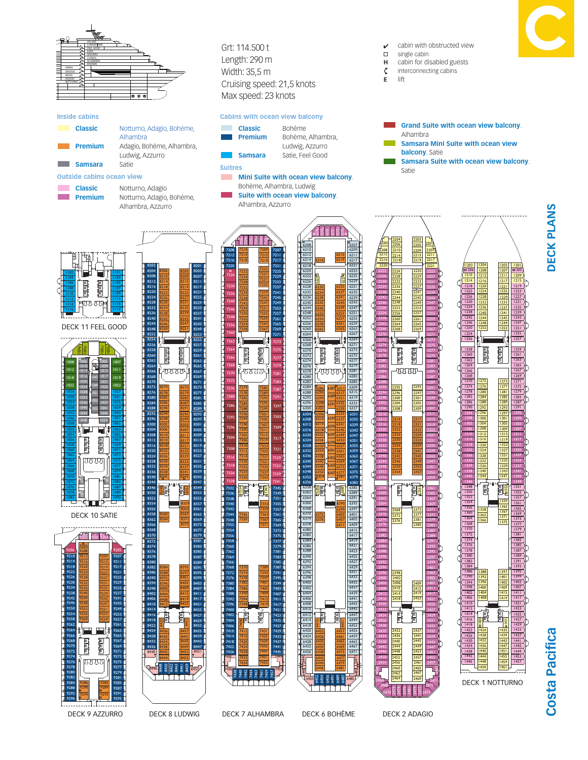Grt: 114.500 t
Length: 290 m
Width: 35,5 m
Cruising speed: 21,5 knots
Max speed: 23 knots

✔ cabin with obstructed view
□ single cabin
H cabin for disabled guests
ʗ interconnecting cabins
E lift

## Inside cabins

- **Classic** Notturno, Adagio, Bohème, Alhambra
- **Premium** Adagio, Bohème, Alhambra, Ludwig, Azzurro
- **Samsara** Satie

## Outside cabins ocean view

- **Classic** Notturno, Adagio
- **Premium** Notturno, Adagio, Bohème, Alhambra, Azzurro

## Cabins with ocean view balcony

- **Classic** Bohème
- **Premium** Bohème, Alhambra, Ludwig, Azzurro
- **Samsara** Satie, Feel Good

## Suites

- **Mini Suite with ocean view balcony**. Bohème, Alhambra, Ludwig
- **Suite with ocean view balcony**. Alhambra, Azzurro
- **Grand Suite with ocean view balcony**. Alhambra
- **Samsara Mini Suite with ocean view balcony**. Satie
- **Samsara Suite with ocean view balcony**. Satie

DECK 11 FEEL GOOD

DECK 10 SATIE

DECK 9 AZZURRO

DECK 8 LUDWIG

DECK 7 ALHAMBRA

DECK 6 BOHÈME

DECK 2 ADAGIO

DECK 1 NOTTURNO

DECK PLANS

Costa Pacifica